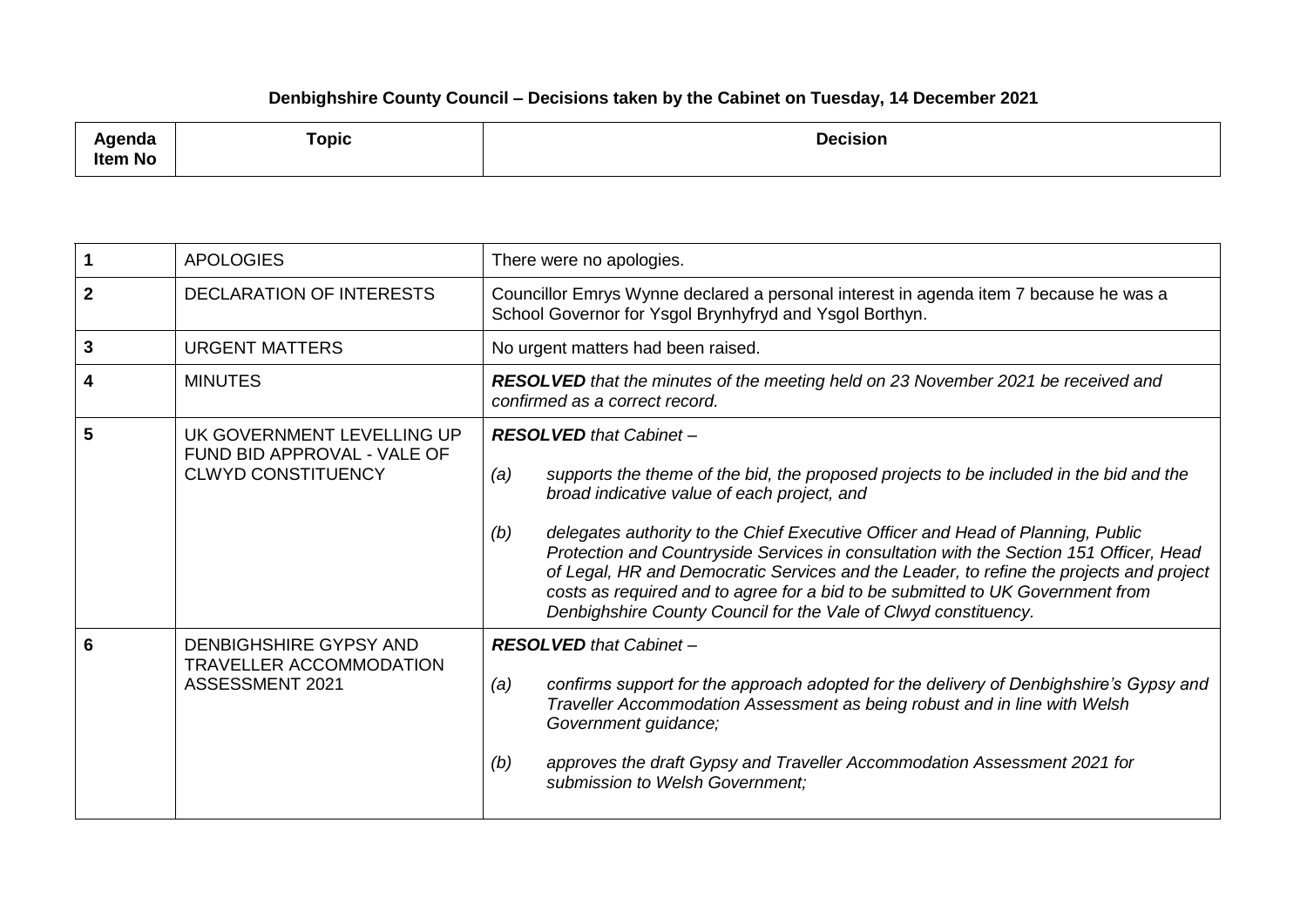# Denbighshire County Council – Decisions taken by the Cabinet on Tuesday, 14 December 2021

| Agenda Item No | Topic | Decision |
|---|---|---|
| 1 | APOLOGIES | There were no apologies. |
| 2 | DECLARATION OF INTERESTS | Councillor Emrys Wynne declared a personal interest in agenda item 7 because he was a School Governor for Ysgol Brynhyfryd and Ysgol Borthyn. |
| 3 | URGENT MATTERS | No urgent matters had been raised. |
| 4 | MINUTES | ***RESOLVED*** *that the minutes of the meeting held on 23 November 2021 be received and confirmed as a correct record.* |
| 5 | UK GOVERNMENT LEVELLING UP FUND BID APPROVAL - VALE OF CLWYD CONSTITUENCY | ***RESOLVED*** *that Cabinet –*<br><br>*(a) supports the theme of the bid, the proposed projects to be included in the bid and the broad indicative value of each project, and*<br><br>*(b) delegates authority to the Chief Executive Officer and Head of Planning, Public Protection and Countryside Services in consultation with the Section 151 Officer, Head of Legal, HR and Democratic Services and the Leader, to refine the projects and project costs as required and to agree for a bid to be submitted to UK Government from Denbighshire County Council for the Vale of Clwyd constituency.* |
| 6 | DENBIGHSHIRE GYPSY AND TRAVELLER ACCOMMODATION ASSESSMENT 2021 | ***RESOLVED*** *that Cabinet –*<br><br>*(a) confirms support for the approach adopted for the delivery of Denbighshire's Gypsy and Traveller Accommodation Assessment as being robust and in line with Welsh Government guidance;*<br><br>*(b) approves the draft Gypsy and Traveller Accommodation Assessment 2021 for submission to Welsh Government;* |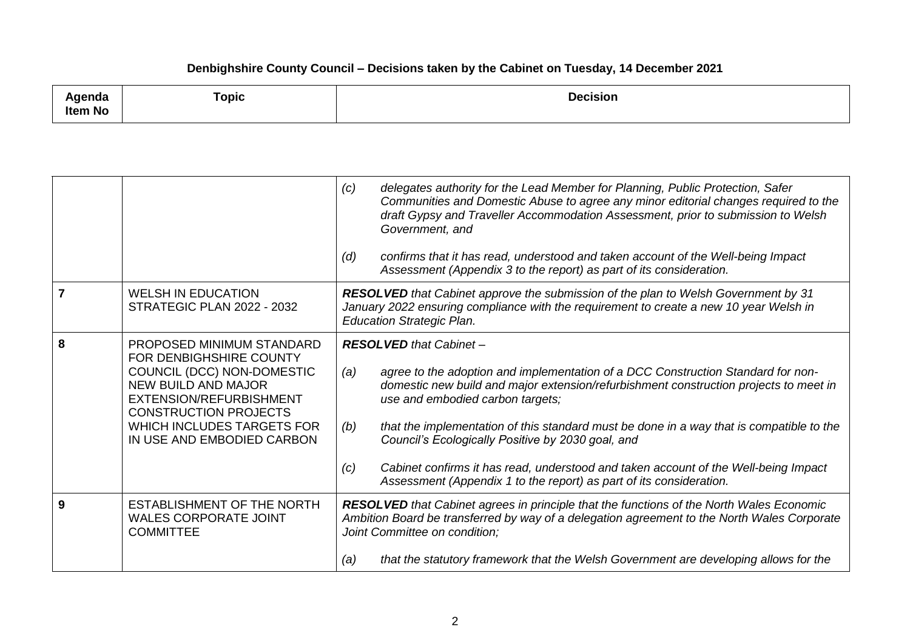**Denbighshire County Council – Decisions taken by the Cabinet on Tuesday, 14 December 2021**

| Agenda Item No | Topic | Decision |
|---|---|---|
| | | *(c) delegates authority for the Lead Member for Planning, Public Protection, Safer Communities and Domestic Abuse to agree any minor editorial changes required to the draft Gypsy and Traveller Accommodation Assessment, prior to submission to Welsh Government, and*<br><br>*(d) confirms that it has read, understood and taken account of the Well-being Impact Assessment (Appendix 3 to the report) as part of its consideration.* |
| 7 | WELSH IN EDUCATION STRATEGIC PLAN 2022 - 2032 | ***RESOLVED** that Cabinet approve the submission of the plan to Welsh Government by 31 January 2022 ensuring compliance with the requirement to create a new 10 year Welsh in Education Strategic Plan.* |
| 8 | PROPOSED MINIMUM STANDARD FOR DENBIGHSHIRE COUNTY COUNCIL (DCC) NON-DOMESTIC NEW BUILD AND MAJOR EXTENSION/REFURBISHMENT CONSTRUCTION PROJECTS WHICH INCLUDES TARGETS FOR IN USE AND EMBODIED CARBON | ***RESOLVED** that Cabinet –*<br><br>*(a) agree to the adoption and implementation of a DCC Construction Standard for non-domestic new build and major extension/refurbishment construction projects to meet in use and embodied carbon targets;*<br><br>*(b) that the implementation of this standard must be done in a way that is compatible to the Council's Ecologically Positive by 2030 goal, and*<br><br>*(c) Cabinet confirms it has read, understood and taken account of the Well-being Impact Assessment (Appendix 1 to the report) as part of its consideration.* |
| 9 | ESTABLISHMENT OF THE NORTH WALES CORPORATE JOINT COMMITTEE | ***RESOLVED** that Cabinet agrees in principle that the functions of the North Wales Economic Ambition Board be transferred by way of a delegation agreement to the North Wales Corporate Joint Committee on condition;*<br><br>*(a) that the statutory framework that the Welsh Government are developing allows for the* |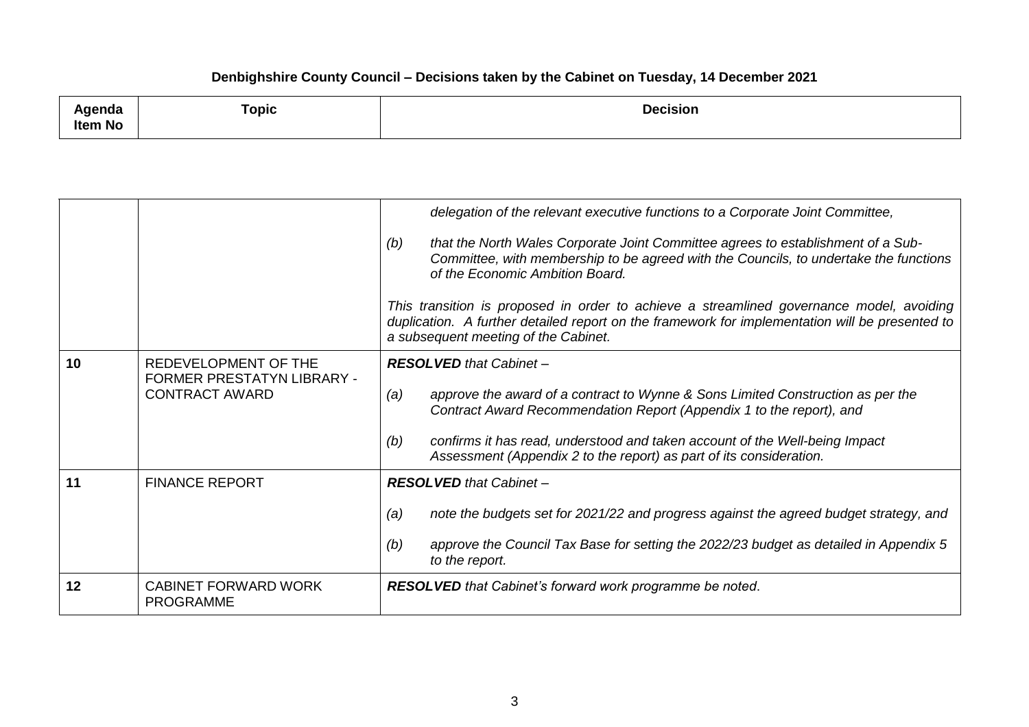**Denbighshire County Council – Decisions taken by the Cabinet on Tuesday, 14 December 2021**

| Agenda Item No | Topic | Decision |
|---|---|---|
| | | *delegation of the relevant executive functions to a Corporate Joint Committee,*<br><br>*(b) that the North Wales Corporate Joint Committee agrees to establishment of a Sub-Committee, with membership to be agreed with the Councils, to undertake the functions of the Economic Ambition Board.*<br><br>*This transition is proposed in order to achieve a streamlined governance model, avoiding duplication. A further detailed report on the framework for implementation will be presented to a subsequent meeting of the Cabinet.* |
| 10 | REDEVELOPMENT OF THE FORMER PRESTATYN LIBRARY - CONTRACT AWARD | ***RESOLVED** that Cabinet –*<br><br>*(a) approve the award of a contract to Wynne & Sons Limited Construction as per the Contract Award Recommendation Report (Appendix 1 to the report), and*<br><br>*(b) confirms it has read, understood and taken account of the Well-being Impact Assessment (Appendix 2 to the report) as part of its consideration.* |
| 11 | FINANCE REPORT | ***RESOLVED** that Cabinet –*<br><br>*(a) note the budgets set for 2021/22 and progress against the agreed budget strategy, and*<br><br>*(b) approve the Council Tax Base for setting the 2022/23 budget as detailed in Appendix 5 to the report.* |
| 12 | CABINET FORWARD WORK PROGRAMME | ***RESOLVED** that Cabinet's forward work programme be noted.* |